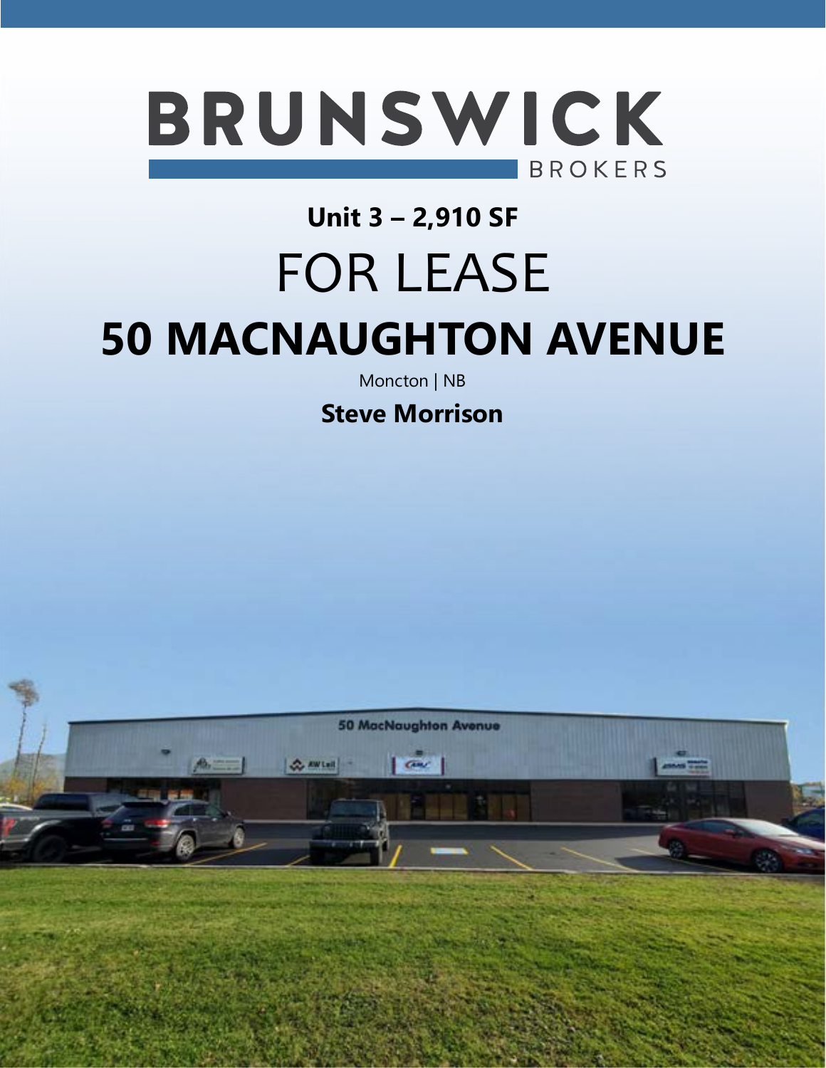BRUNSWICK

BROKERS

**Unit 3 – 2,910 SF**

# FOR LEASE

# 50 MACNAUGHTON AVENUE

Moncton | NB

**Steve Morrison**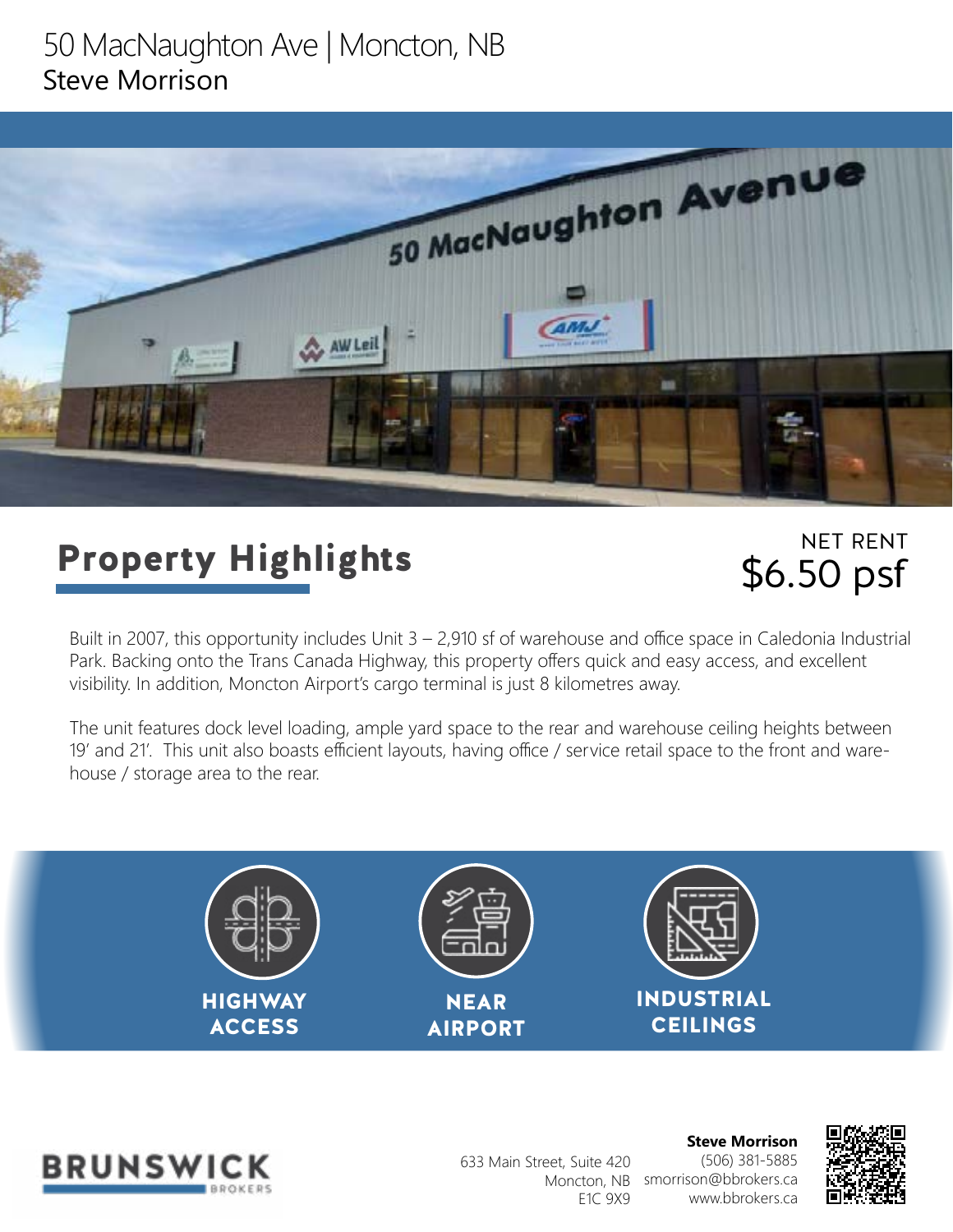# 50 MacNaughton Ave | Moncton, NB

Steve Morrison

## Property Highlights

NET RENT
**$6.50 psf**

Built in 2007, this opportunity includes Unit 3 – 2,910 sf of warehouse and office space in Caledonia Industrial Park. Backing onto the Trans Canada Highway, this property offers quick and easy access, and excellent visibility. In addition, Moncton Airport's cargo terminal is just 8 kilometres away.

The unit features dock level loading, ample yard space to the rear and warehouse ceiling heights between 19' and 21'. This unit also boasts efficient layouts, having office / service retail space to the front and warehouse / storage area to the rear.

**HIGHWAY ACCESS**

**NEAR AIRPORT**

**INDUSTRIAL CEILINGS**

BRUNSWICK BROKERS

633 Main Street, Suite 420
Moncton, NB
E1C 9X9

**Steve Morrison**
(506) 381-5885
smorrison@bbrokers.ca
www.bbrokers.ca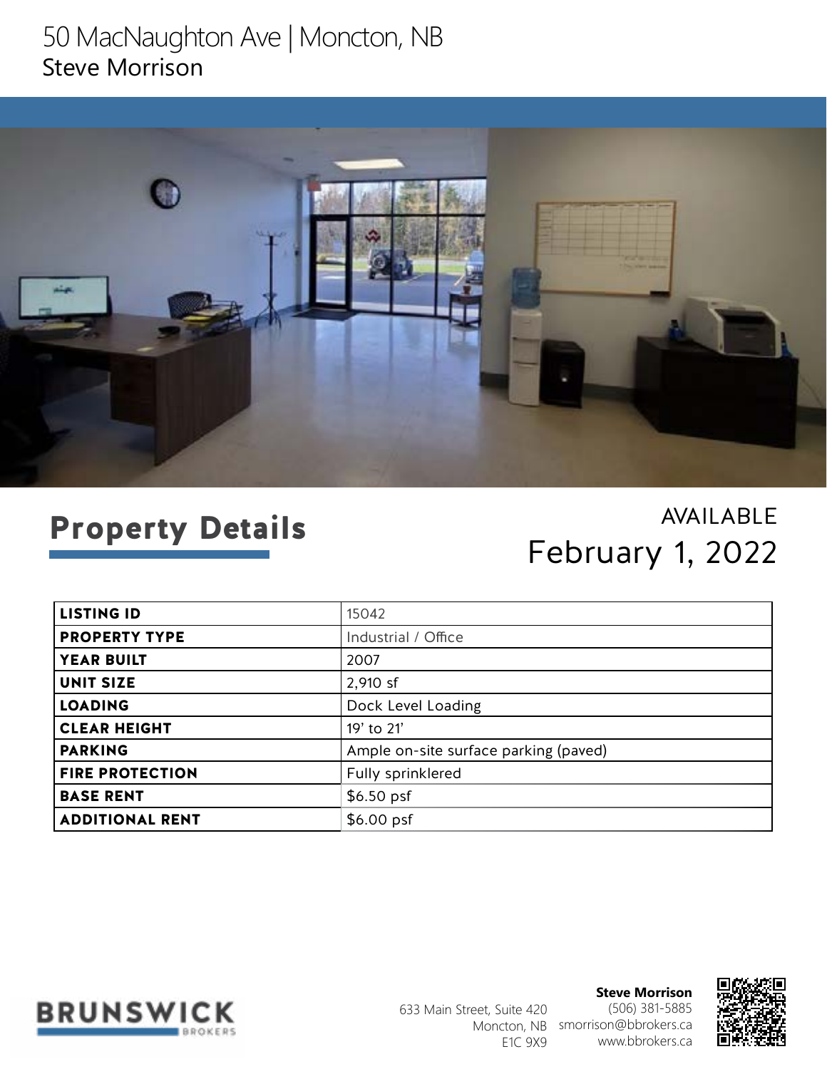# 50 MacNaughton Ave | Moncton, NB

Steve Morrison

## Property Details

AVAILABLE
February 1, 2022

| LISTING ID | 15042 |
|---|---|
| PROPERTY TYPE | Industrial / Office |
| YEAR BUILT | 2007 |
| UNIT SIZE | 2,910 sf |
| LOADING | Dock Level Loading |
| CLEAR HEIGHT | 19' to 21' |
| PARKING | Ample on-site surface parking (paved) |
| FIRE PROTECTION | Fully sprinklered |
| BASE RENT | $6.50 psf |
| ADDITIONAL RENT | $6.00 psf |

BRUNSWICK BROKERS

633 Main Street, Suite 420
Moncton, NB
E1C 9X9

**Steve Morrison**
(506) 381-5885
smorrison@bbrokers.ca
www.bbrokers.ca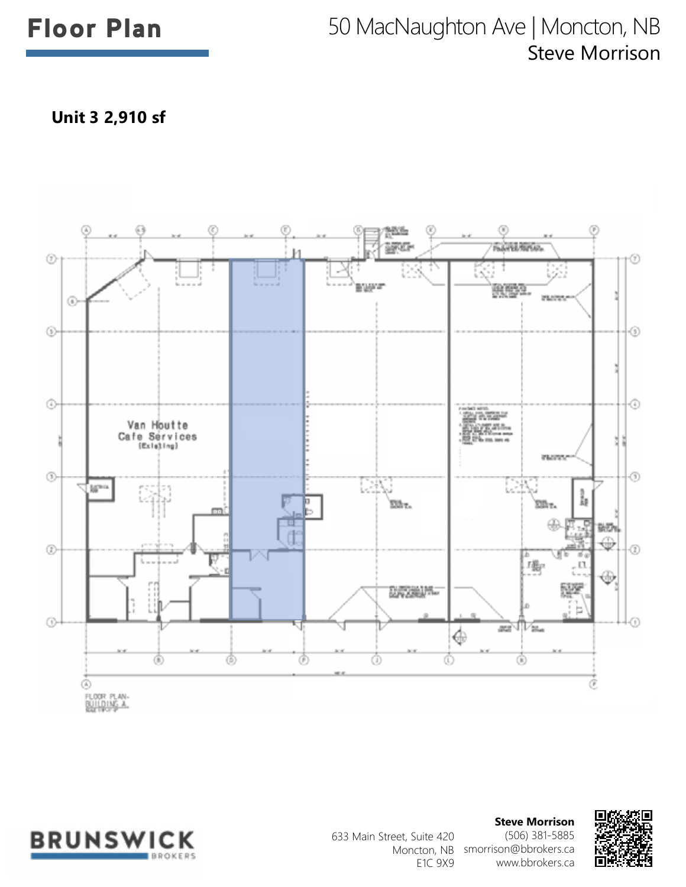# Floor Plan

50 MacNaughton Ave | Moncton, NB
Steve Morrison

**Unit 3 2,910 sf**

Van Houtte
Cafe Services
(Existing)

FLOOR PLAN-
BUILDING A

**Steve Morrison**
(506) 381-5885
smorrison@bbrokers.ca
www.bbrokers.ca

633 Main Street, Suite 420
Moncton, NB
E1C 9X9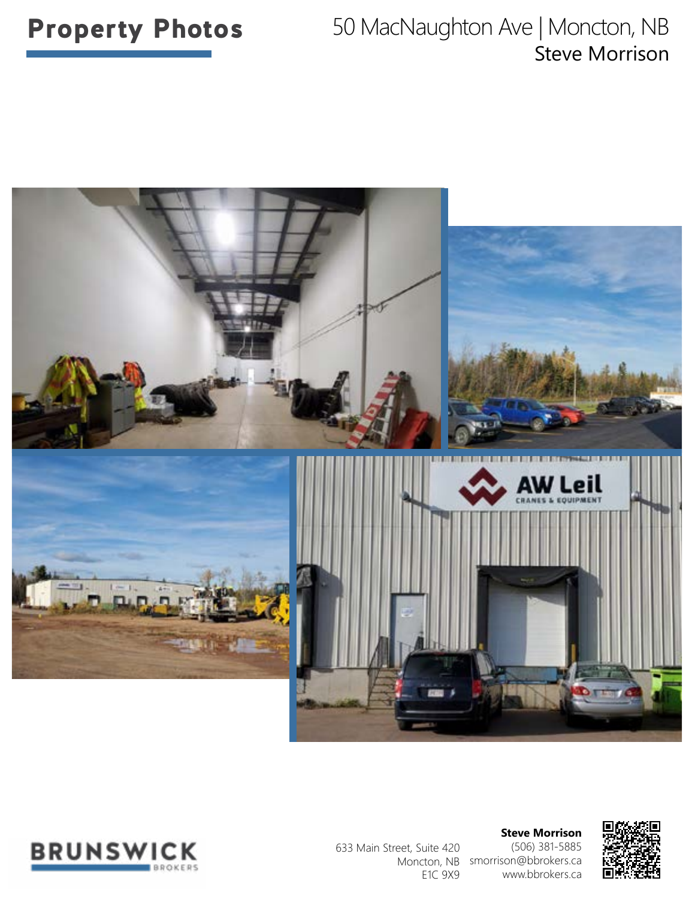# Property Photos

50 MacNaughton Ave | Moncton, NB
Steve Morrison

633 Main Street, Suite 420
Moncton, NB
E1C 9X9

**Steve Morrison**
(506) 381-5885
smorrison@bbrokers.ca
www.bbrokers.ca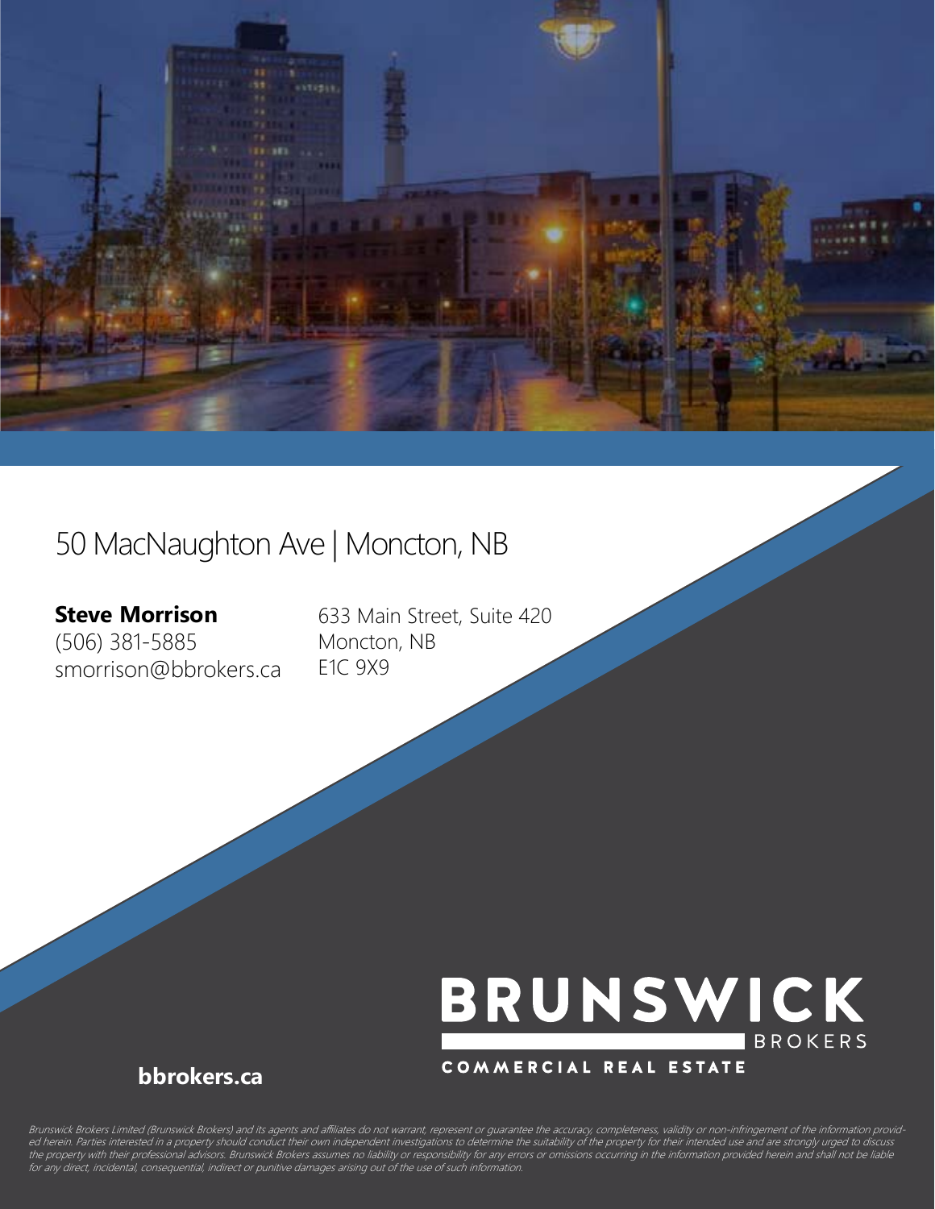# 50 MacNaughton Ave | Moncton, NB

**Steve Morrison**
(506) 381-5885
smorrison@bbrokers.ca

633 Main Street, Suite 420
Moncton, NB
E1C 9X9

BRUNSWICK
BROKERS
COMMERCIAL REAL ESTATE

**bbrokers.ca**

*Brunswick Brokers Limited (Brunswick Brokers) and its agents and affiliates do not warrant, represent or guarantee the accuracy, completeness, validity or non-infringement of the information provided herein. Parties interested in a property should conduct their own independent investigations to determine the suitability of the property for their intended use and are strongly urged to discuss the property with their professional advisors. Brunswick Brokers assumes no liability or responsibility for any errors or omissions occurring in the information provided herein and shall not be liable for any direct, incidental, consequential, indirect or punitive damages arising out of the use of such information.*